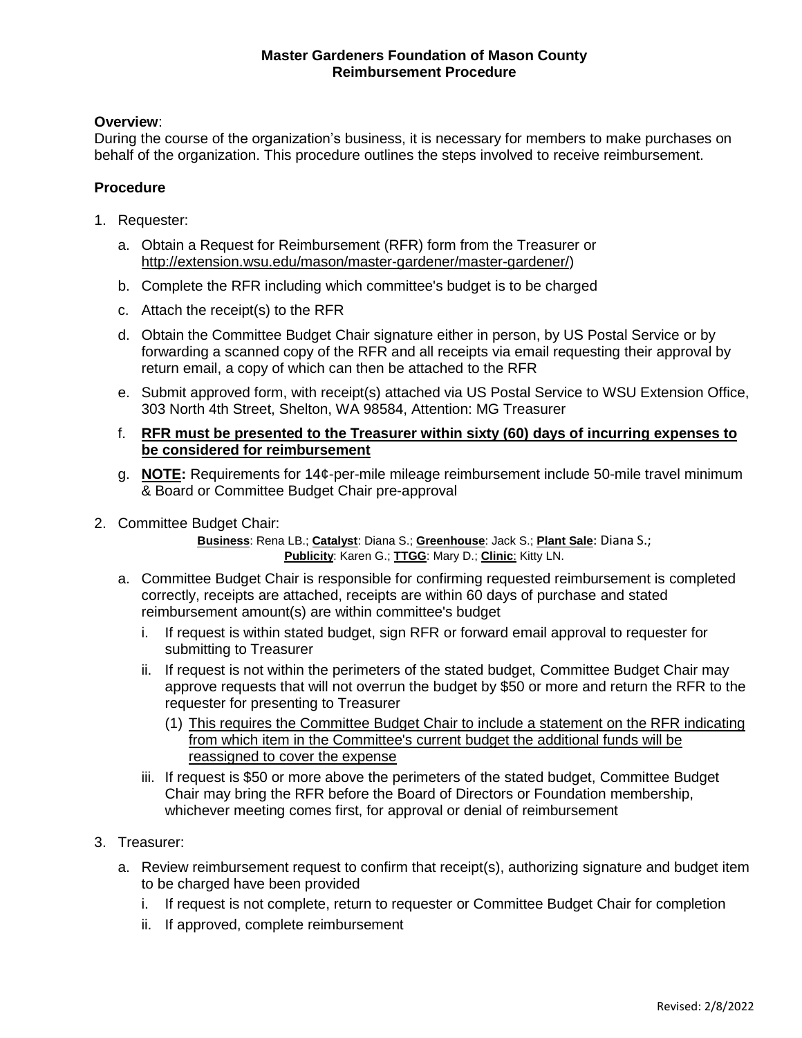**Master Gardeners Foundation of Mason County**
**Reimbursement Procedure**

**Overview**:
During the course of the organization's business, it is necessary for members to make purchases on behalf of the organization. This procedure outlines the steps involved to receive reimbursement.

**Procedure**

1. Requester:
   a. Obtain a Request for Reimbursement (RFR) form from the Treasurer or http://extension.wsu.edu/mason/master-gardener/master-gardener/)
   b. Complete the RFR including which committee's budget is to be charged
   c. Attach the receipt(s) to the RFR
   d. Obtain the Committee Budget Chair signature either in person, by US Postal Service or by forwarding a scanned copy of the RFR and all receipts via email requesting their approval by return email, a copy of which can then be attached to the RFR
   e. Submit approved form, with receipt(s) attached via US Postal Service to WSU Extension Office, 303 North 4th Street, Shelton, WA 98584, Attention: MG Treasurer
   f. **<u>RFR must be presented to the Treasurer within sixty (60) days of incurring expenses to be considered for reimbursement</u>**
   g. **<u>NOTE</u>:** Requirements for 14¢-per-mile mileage reimbursement include 50-mile travel minimum & Board or Committee Budget Chair pre-approval

2. Committee Budget Chair:
   **<u>Business</u>**: Rena LB.; **<u>Catalyst</u>**: Diana S.; **<u>Greenhouse</u>**: Jack S.; **<u>Plant Sale</u>**: Diana S.; **<u>Publicity</u>**: Karen G.; **<u>TTGG</u>**: Mary D.; **<u>Clinic</u>**: Kitty LN.
   a. Committee Budget Chair is responsible for confirming requested reimbursement is completed correctly, receipts are attached, receipts are within 60 days of purchase and stated reimbursement amount(s) are within committee's budget
      i. If request is within stated budget, sign RFR or forward email approval to requester for submitting to Treasurer
      ii. If request is not within the perimeters of the stated budget, Committee Budget Chair may approve requests that will not overrun the budget by $50 or more and return the RFR to the requester for presenting to Treasurer
         (1) <u>This requires the Committee Budget Chair to include a statement on the RFR indicating from which item in the Committee's current budget the additional funds will be reassigned to cover the expense</u>
      iii. If request is $50 or more above the perimeters of the stated budget, Committee Budget Chair may bring the RFR before the Board of Directors or Foundation membership, whichever meeting comes first, for approval or denial of reimbursement

3. Treasurer:
   a. Review reimbursement request to confirm that receipt(s), authorizing signature and budget item to be charged have been provided
      i. If request is not complete, return to requester or Committee Budget Chair for completion
      ii. If approved, complete reimbursement

Revised: 2/8/2022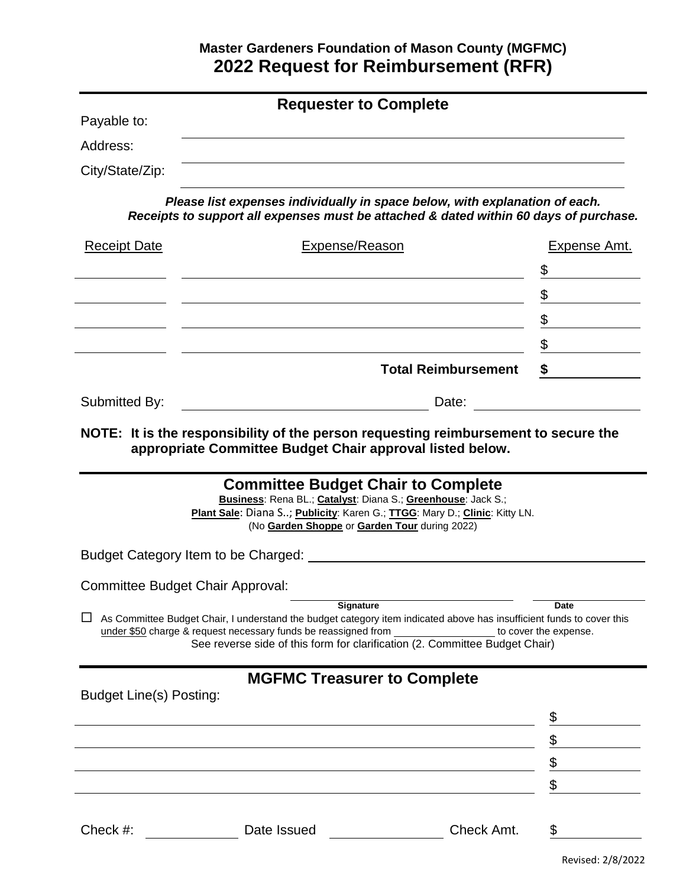**Master Gardeners Foundation of Mason County (MGFMC)**

# 2022 Request for Reimbursement (RFR)

## Requester to Complete

Payable to: ______________________________

Address: ______________________________

City/State/Zip: ______________________________

***Please list expenses individually in space below, with explanation of each. Receipts to support all expenses must be attached & dated within 60 days of purchase.***

| Receipt Date | Expense/Reason | Expense Amt. |
|---|---|---|
| | | $ |
| | | $ |
| | | $ |
| | | $ |
| | **Total Reimbursement** | **$** |

Submitted By: ______________________________ Date: ______________

**NOTE: It is the responsibility of the person requesting reimbursement to secure the appropriate Committee Budget Chair approval listed below.**

## Committee Budget Chair to Complete

**Business**: Rena BL.; **Catalyst**: Diana S.; **Greenhouse**: Jack S.;
**Plant Sale**: Diana S..; **Publicity**: Karen G.; **TTGG**: Mary D.; **Clinic**: Kitty LN.
(No **Garden Shoppe** or **Garden Tour** during 2022)

Budget Category Item to be Charged: ______________________________

Committee Budget Chair Approval: ______________________________ ______________

**Signature** **Date**

☐ As Committee Budget Chair, I understand the budget category item indicated above has insufficient funds to cover this under $50 charge & request necessary funds be reassigned from ______________ to cover the expense.
See reverse side of this form for clarification (2. Committee Budget Chair)

## MGFMC Treasurer to Complete

Budget Line(s) Posting:

| | |
|---|---|
| | $ |
| | $ |
| | $ |
| | $ |

Check #: ______________ Date Issued ______________ Check Amt. $ ______________

Revised: 2/8/2022